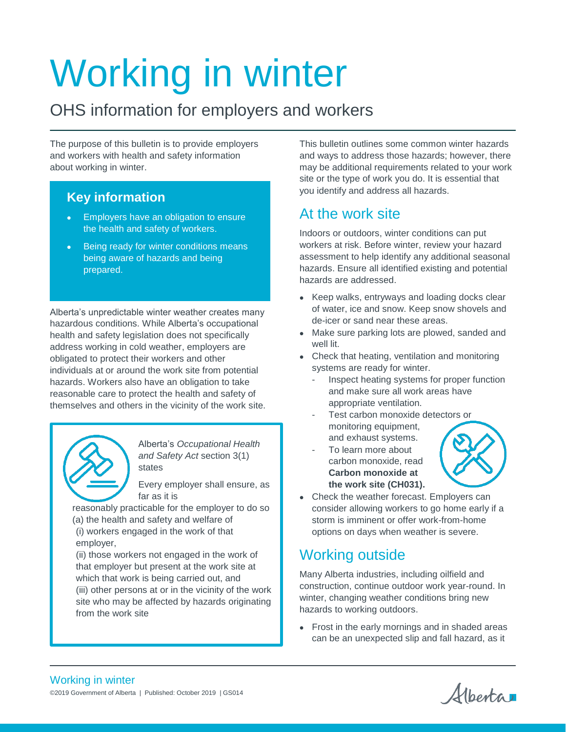# Working in winter

## OHS information for employers and workers

The purpose of this bulletin is to provide employers and workers with health and safety information about working in winter.

### Key information

- Employers have an obligation to ensure the health and safety of workers.
- Being ready for winter conditions means being aware of hazards and being prepared.

Alberta's unpredictable winter weather creates many hazardous conditions. While Alberta's occupational health and safety legislation does not specifically address working in cold weather, employers are obligated to protect their workers and other individuals at or around the work site from potential hazards. Workers also have an obligation to take reasonable care to protect the health and safety of themselves and others in the vicinity of the work site.

> Alberta's *Occupational Health and Safety Act* section 3(1) states
>
> Every employer shall ensure, as far as it is reasonably practicable for the employer to do so
> (a) the health and safety and welfare of
> (i) workers engaged in the work of that employer,
> (ii) those workers not engaged in the work of that employer but present at the work site at which that work is being carried out, and
> (iii) other persons at or in the vicinity of the work site who may be affected by hazards originating from the work site

This bulletin outlines some common winter hazards and ways to address those hazards; however, there may be additional requirements related to your work site or the type of work you do. It is essential that you identify and address all hazards.

## At the work site

Indoors or outdoors, winter conditions can put workers at risk. Before winter, review your hazard assessment to help identify any additional seasonal hazards. Ensure all identified existing and potential hazards are addressed.

- Keep walks, entryways and loading docks clear of water, ice and snow. Keep snow shovels and de-icer or sand near these areas.
- Make sure parking lots are plowed, sanded and well lit.
- Check that heating, ventilation and monitoring systems are ready for winter.
  - Inspect heating systems for proper function and make sure all work areas have appropriate ventilation.
  - Test carbon monoxide detectors or monitoring equipment, and exhaust systems.
  - To learn more about carbon monoxide, read **Carbon monoxide at the work site (CH031).**
- Check the weather forecast. Employers can consider allowing workers to go home early if a storm is imminent or offer work-from-home options on days when weather is severe.

## Working outside

Many Alberta industries, including oilfield and construction, continue outdoor work year-round. In winter, changing weather conditions bring new hazards to working outdoors.

- Frost in the early mornings and in shaded areas can be an unexpected slip and fall hazard, as it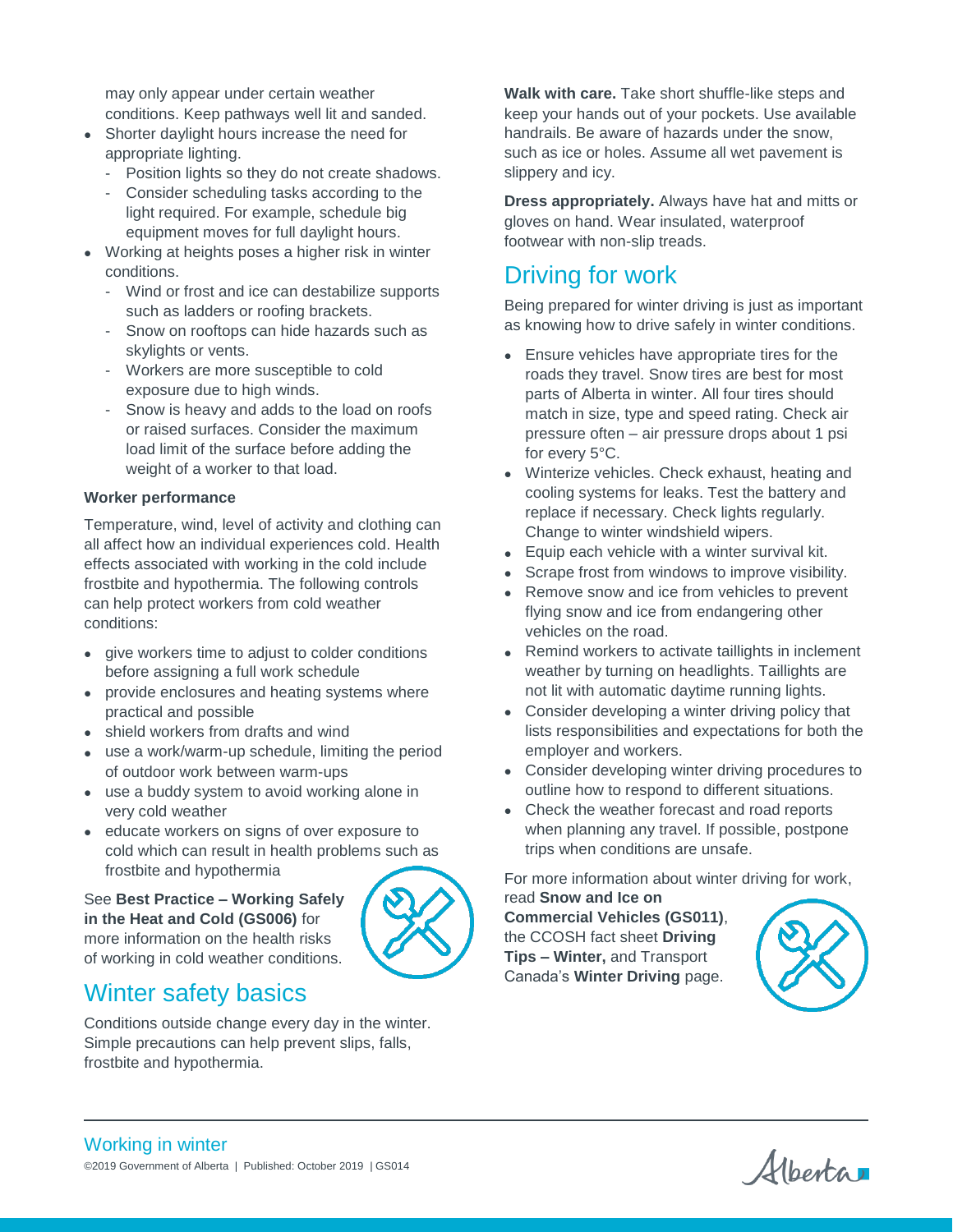may only appear under certain weather conditions. Keep pathways well lit and sanded.

- Shorter daylight hours increase the need for appropriate lighting.
  - Position lights so they do not create shadows.
  - Consider scheduling tasks according to the light required. For example, schedule big equipment moves for full daylight hours.
- Working at heights poses a higher risk in winter conditions.
  - Wind or frost and ice can destabilize supports such as ladders or roofing brackets.
  - Snow on rooftops can hide hazards such as skylights or vents.
  - Workers are more susceptible to cold exposure due to high winds.
  - Snow is heavy and adds to the load on roofs or raised surfaces. Consider the maximum load limit of the surface before adding the weight of a worker to that load.

### Worker performance

Temperature, wind, level of activity and clothing can all affect how an individual experiences cold. Health effects associated with working in the cold include frostbite and hypothermia. The following controls can help protect workers from cold weather conditions:

- give workers time to adjust to colder conditions before assigning a full work schedule
- provide enclosures and heating systems where practical and possible
- shield workers from drafts and wind
- use a work/warm-up schedule, limiting the period of outdoor work between warm-ups
- use a buddy system to avoid working alone in very cold weather
- educate workers on signs of over exposure to cold which can result in health problems such as frostbite and hypothermia

See **Best Practice – Working Safely in the Heat and Cold (GS006)** for more information on the health risks of working in cold weather conditions.

## Winter safety basics

Conditions outside change every day in the winter. Simple precautions can help prevent slips, falls, frostbite and hypothermia.

**Walk with care.** Take short shuffle-like steps and keep your hands out of your pockets. Use available handrails. Be aware of hazards under the snow, such as ice or holes. Assume all wet pavement is slippery and icy.

**Dress appropriately.** Always have hat and mitts or gloves on hand. Wear insulated, waterproof footwear with non-slip treads.

## Driving for work

Being prepared for winter driving is just as important as knowing how to drive safely in winter conditions.

- Ensure vehicles have appropriate tires for the roads they travel. Snow tires are best for most parts of Alberta in winter. All four tires should match in size, type and speed rating. Check air pressure often – air pressure drops about 1 psi for every 5°C.
- Winterize vehicles. Check exhaust, heating and cooling systems for leaks. Test the battery and replace if necessary. Check lights regularly. Change to winter windshield wipers.
- Equip each vehicle with a winter survival kit.
- Scrape frost from windows to improve visibility.
- Remove snow and ice from vehicles to prevent flying snow and ice from endangering other vehicles on the road.
- Remind workers to activate taillights in inclement weather by turning on headlights. Taillights are not lit with automatic daytime running lights.
- Consider developing a winter driving policy that lists responsibilities and expectations for both the employer and workers.
- Consider developing winter driving procedures to outline how to respond to different situations.
- Check the weather forecast and road reports when planning any travel. If possible, postpone trips when conditions are unsafe.

For more information about winter driving for work, read **Snow and Ice on Commercial Vehicles (GS011)**, the CCOSH fact sheet **Driving Tips – Winter,** and Transport Canada's **Winter Driving** page.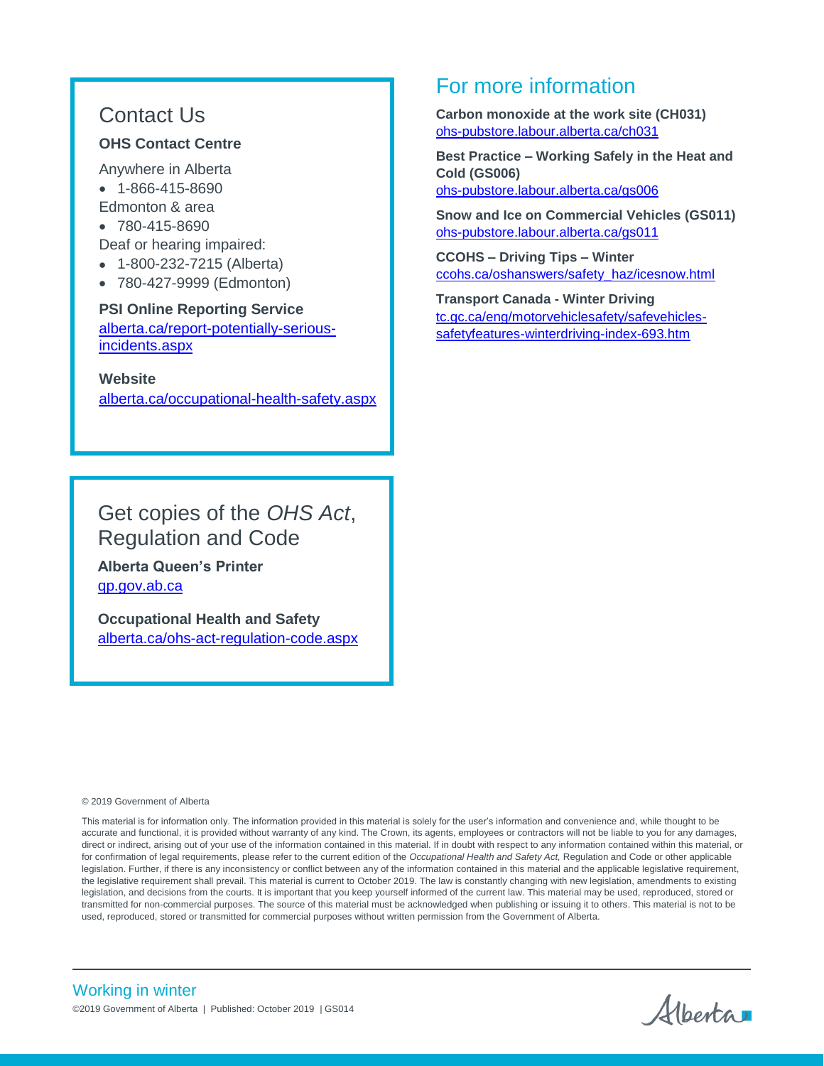## Contact Us

**OHS Contact Centre**

Anywhere in Alberta

- 1-866-415-8690

Edmonton & area

- 780-415-8690

Deaf or hearing impaired:

- 1-800-232-7215 (Alberta)
- 780-427-9999 (Edmonton)

**PSI Online Reporting Service**
alberta.ca/report-potentially-serious-incidents.aspx

**Website**
alberta.ca/occupational-health-safety.aspx

## Get copies of the *OHS Act*, Regulation and Code

**Alberta Queen's Printer**
qp.gov.ab.ca

**Occupational Health and Safety**
alberta.ca/ohs-act-regulation-code.aspx

## For more information

**Carbon monoxide at the work site (CH031)**
ohs-pubstore.labour.alberta.ca/ch031

**Best Practice – Working Safely in the Heat and Cold (GS006)**
ohs-pubstore.labour.alberta.ca/gs006

**Snow and Ice on Commercial Vehicles (GS011)**
ohs-pubstore.labour.alberta.ca/gs011

**CCOHS – Driving Tips – Winter**
ccohs.ca/oshanswers/safety_haz/icesnow.html

**Transport Canada - Winter Driving**
tc.gc.ca/eng/motorvehiclesafety/safevehicles-safetyfeatures-winterdriving-index-693.htm

© 2019 Government of Alberta

This material is for information only. The information provided in this material is solely for the user's information and convenience and, while thought to be accurate and functional, it is provided without warranty of any kind. The Crown, its agents, employees or contractors will not be liable to you for any damages, direct or indirect, arising out of your use of the information contained in this material. If in doubt with respect to any information contained within this material, or for confirmation of legal requirements, please refer to the current edition of the *Occupational Health and Safety Act,* Regulation and Code or other applicable legislation. Further, if there is any inconsistency or conflict between any of the information contained in this material and the applicable legislative requirement, the legislative requirement shall prevail. This material is current to October 2019. The law is constantly changing with new legislation, amendments to existing legislation, and decisions from the courts. It is important that you keep yourself informed of the current law. This material may be used, reproduced, stored or transmitted for non-commercial purposes. The source of this material must be acknowledged when publishing or issuing it to others. This material is not to be used, reproduced, stored or transmitted for commercial purposes without written permission from the Government of Alberta.

Working in winter
©2019 Government of Alberta | Published: October 2019 | GS014